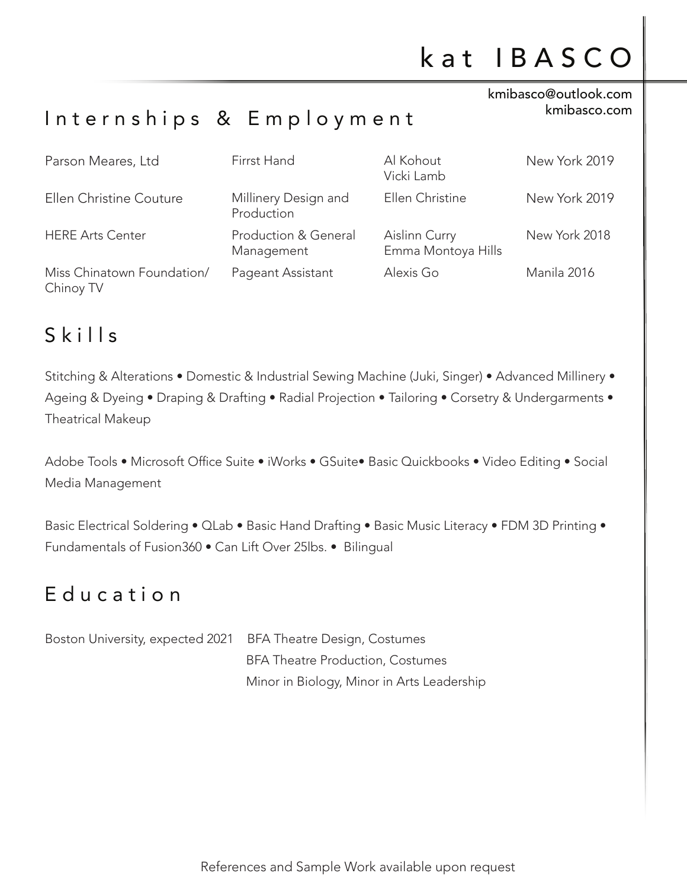# kat IBASCO

kmibasco@outlook.com
kmibasco.com

## Internships & Employment

| | | | |
|---|---|---|---|
| Parson Meares, Ltd | Firrst Hand | Al Kohout<br>Vicki Lamb | New York 2019 |
| Ellen Christine Couture | Millinery Design and Production | Ellen Christine | New York 2019 |
| HERE Arts Center | Production & General Management | Aislinn Curry<br>Emma Montoya Hills | New York 2018 |
| Miss Chinatown Foundation/ Chinoy TV | Pageant Assistant | Alexis Go | Manila 2016 |

## Skills

Stitching & Alterations • Domestic & Industrial Sewing Machine (Juki, Singer) • Advanced Millinery • Ageing & Dyeing • Draping & Drafting • Radial Projection • Tailoring • Corsetry & Undergarments • Theatrical Makeup

Adobe Tools • Microsoft Office Suite • iWorks • GSuite• Basic Quickbooks • Video Editing • Social Media Management

Basic Electrical Soldering • QLab • Basic Hand Drafting • Basic Music Literacy • FDM 3D Printing • Fundamentals of Fusion360 • Can Lift Over 25lbs. • Bilingual

## Education

Boston University, expected 2021

BFA Theatre Design, Costumes
BFA Theatre Production, Costumes
Minor in Biology, Minor in Arts Leadership

References and Sample Work available upon request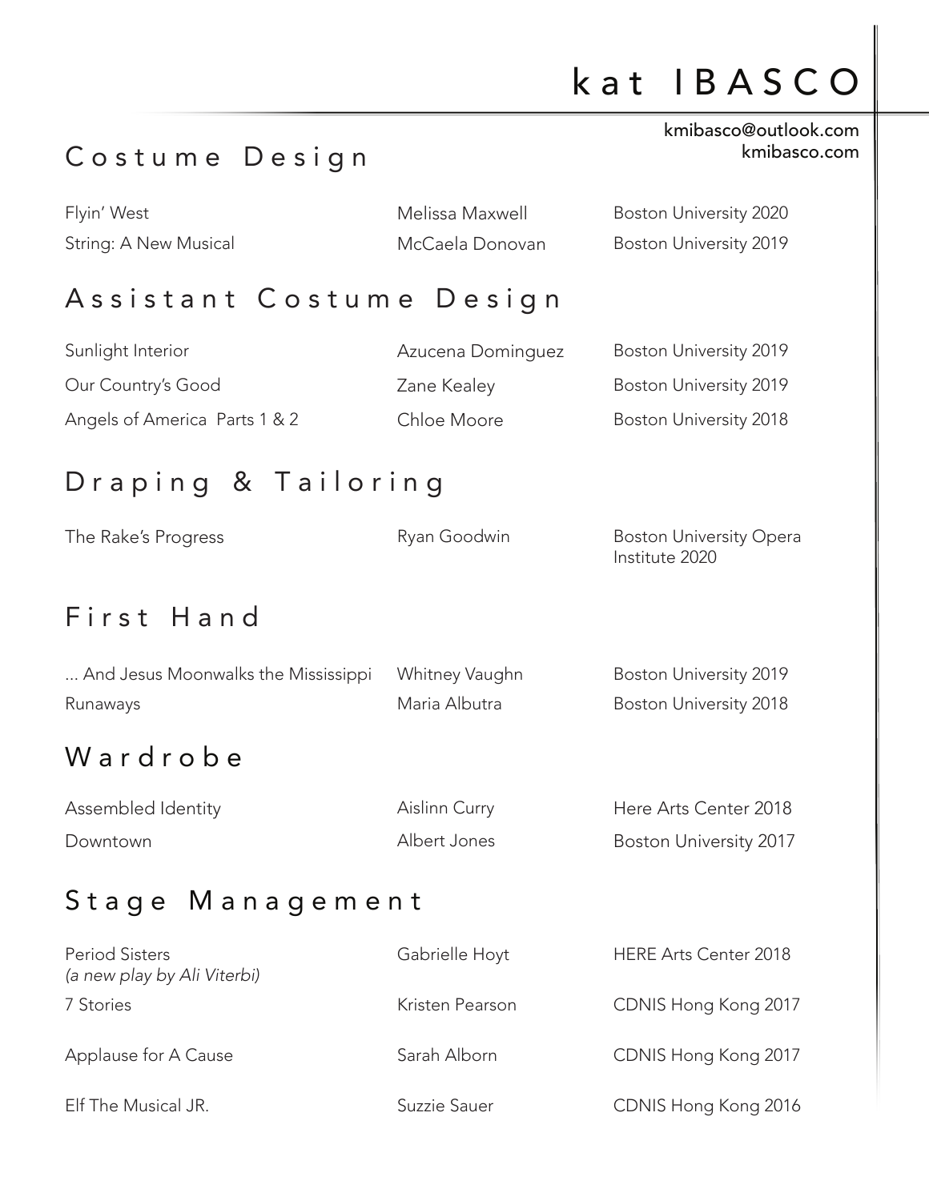# kat IBASCO

kmibasco@outlook.com
kmibasco.com

## Costume Design

| | | |
|---|---|---|
| Flyin' West | Melissa Maxwell | Boston University 2020 |
| String: A New Musical | McCaela Donovan | Boston University 2019 |

## Assistant Costume Design

| | | |
|---|---|---|
| Sunlight Interior | Azucena Dominguez | Boston University 2019 |
| Our Country's Good | Zane Kealey | Boston University 2019 |
| Angels of America Parts 1 & 2 | Chloe Moore | Boston University 2018 |

## Draping & Tailoring

| | | |
|---|---|---|
| The Rake's Progress | Ryan Goodwin | Boston University Opera Institute 2020 |

## First Hand

| | | |
|---|---|---|
| ... And Jesus Moonwalks the Mississippi | Whitney Vaughn | Boston University 2019 |
| Runaways | Maria Albutra | Boston University 2018 |

## Wardrobe

| | | |
|---|---|---|
| Assembled Identity | Aislinn Curry | Here Arts Center 2018 |
| Downtown | Albert Jones | Boston University 2017 |

## Stage Management

| | | |
|---|---|---|
| Period Sisters *(a new play by Ali Viterbi)* | Gabrielle Hoyt | HERE Arts Center 2018 |
| 7 Stories | Kristen Pearson | CDNIS Hong Kong 2017 |
| Applause for A Cause | Sarah Alborn | CDNIS Hong Kong 2017 |
| Elf The Musical JR. | Suzzie Sauer | CDNIS Hong Kong 2016 |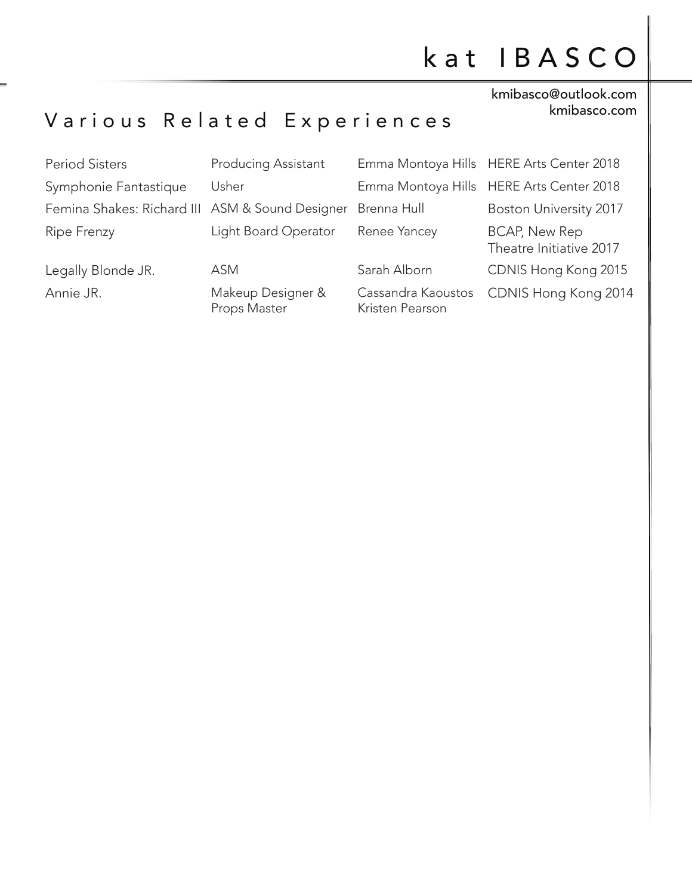# kat IBASCO

kmibasco@outlook.com
kmibasco.com

## Various Related Experiences

| | | | |
|---|---|---|---|
| Period Sisters | Producing Assistant | Emma Montoya Hills | HERE Arts Center 2018 |
| Symphonie Fantastique | Usher | Emma Montoya Hills | HERE Arts Center 2018 |
| Femina Shakes: Richard III | ASM & Sound Designer | Brenna Hull | Boston University 2017 |
| Ripe Frenzy | Light Board Operator | Renee Yancey | BCAP, New Rep Theatre Initiative 2017 |
| Legally Blonde JR. | ASM | Sarah Alborn | CDNIS Hong Kong 2015 |
| Annie JR. | Makeup Designer & Props Master | Cassandra Kaoustos Kristen Pearson | CDNIS Hong Kong 2014 |